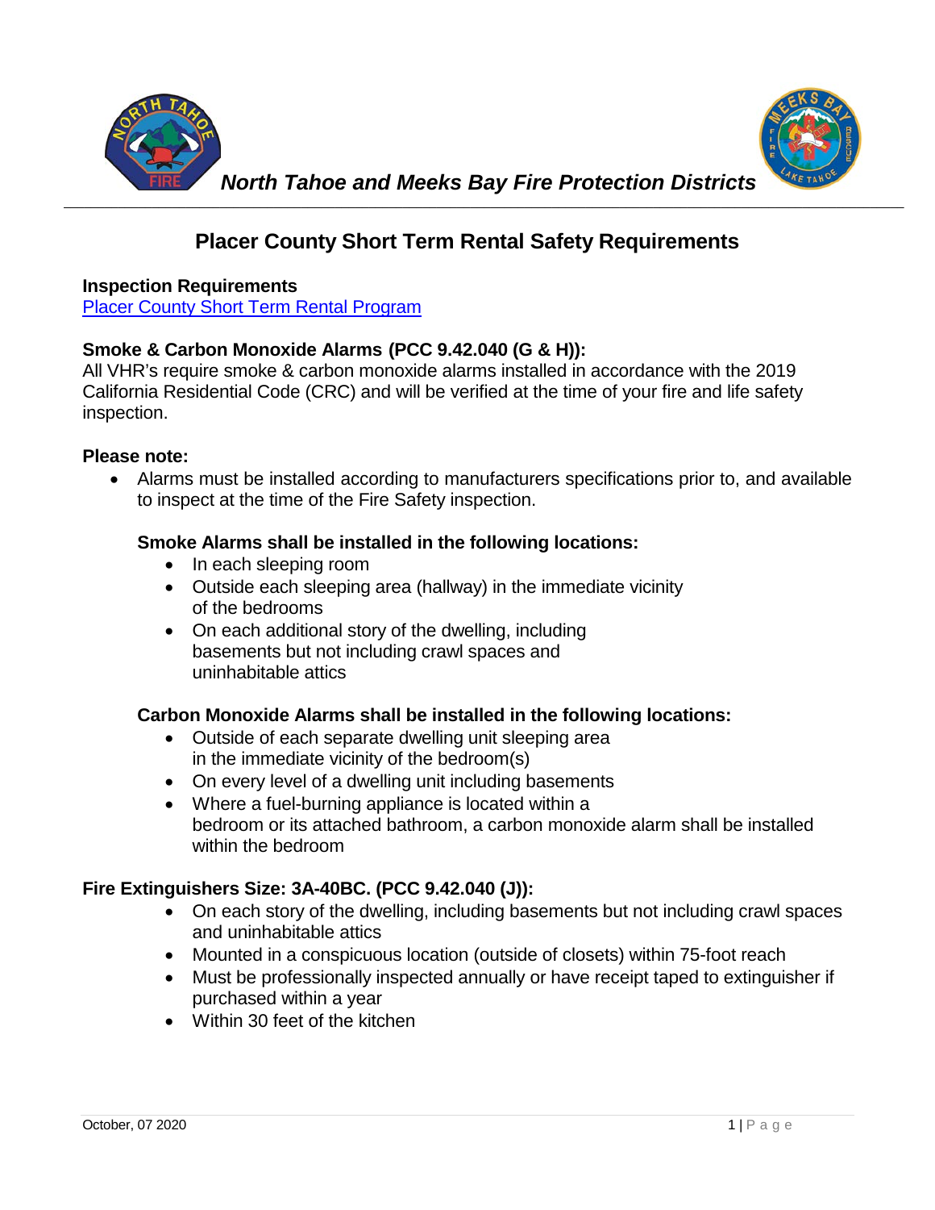*North Tahoe and Meeks Bay Fire Protection Districts*

# Placer County Short Term Rental Safety Requirements

**Inspection Requirements**
[Placer County Short Term Rental Program]

**Smoke & Carbon Monoxide Alarms (PCC 9.42.040 (G & H)):**
All VHR's require smoke & carbon monoxide alarms installed in accordance with the 2019 California Residential Code (CRC) and will be verified at the time of your fire and life safety inspection.

**Please note:**

- Alarms must be installed according to manufacturers specifications prior to, and available to inspect at the time of the Fire Safety inspection.

  **Smoke Alarms shall be installed in the following locations:**
  - In each sleeping room
  - Outside each sleeping area (hallway) in the immediate vicinity of the bedrooms
  - On each additional story of the dwelling, including basements but not including crawl spaces and uninhabitable attics

  **Carbon Monoxide Alarms shall be installed in the following locations:**
  - Outside of each separate dwelling unit sleeping area in the immediate vicinity of the bedroom(s)
  - On every level of a dwelling unit including basements
  - Where a fuel-burning appliance is located within a bedroom or its attached bathroom, a carbon monoxide alarm shall be installed within the bedroom

**Fire Extinguishers Size: 3A-40BC. (PCC 9.42.040 (J)):**

- On each story of the dwelling, including basements but not including crawl spaces and uninhabitable attics
- Mounted in a conspicuous location (outside of closets) within 75-foot reach
- Must be professionally inspected annually or have receipt taped to extinguisher if purchased within a year
- Within 30 feet of the kitchen

October, 07 2020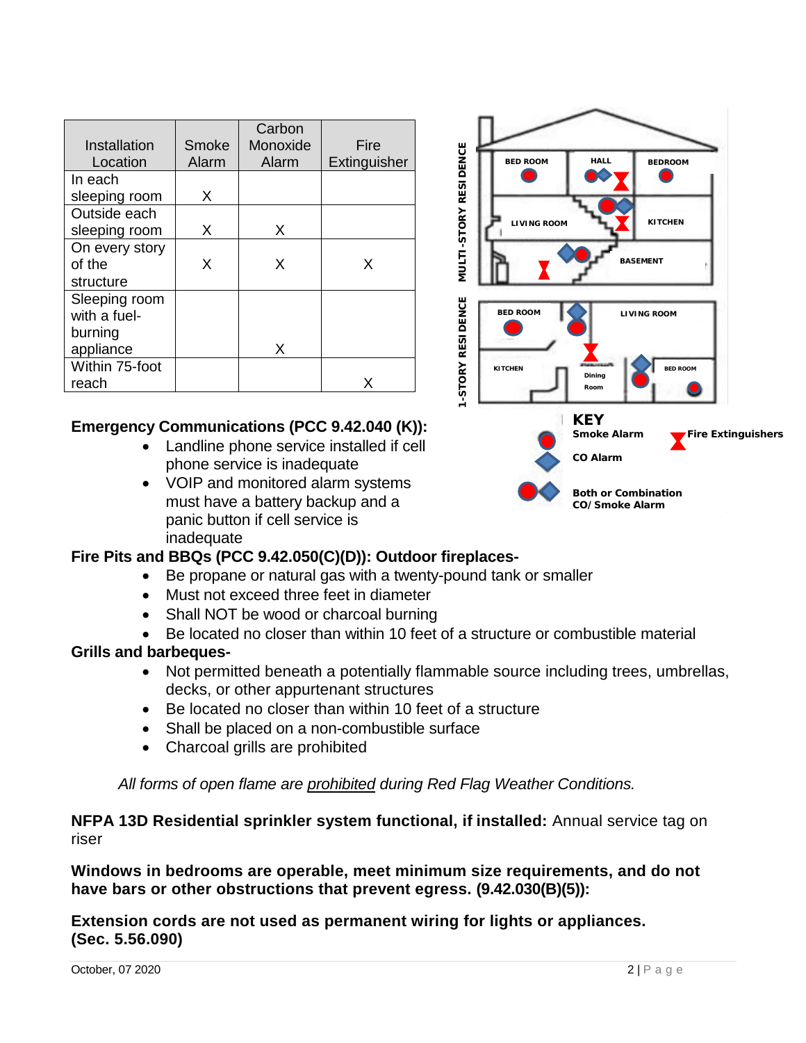| Installation Location | Smoke Alarm | Carbon Monoxide Alarm | Fire Extinguisher |
| --- | --- | --- | --- |
| In each sleeping room | X | | |
| Outside each sleeping room | X | X | |
| On every story of the structure | X | X | X |
| Sleeping room with a fuel-burning appliance | | X | |
| Within 75-foot reach | | | X |

MULTI-STORY RESIDENCE
BED ROOM
HALL
BEDROOM
LIVING ROOM
KITCHEN
BASEMENT

1-STORY RESIDENCE
BED ROOM
LIVING ROOM
KITCHEN
Dining Room
BED ROOM

KEY
Smoke Alarm
Fire Extinguishers
CO Alarm
Both or Combination CO/Smoke Alarm

**Emergency Communications (PCC 9.42.040 (K)):**

- Landline phone service installed if cell phone service is inadequate
- VOIP and monitored alarm systems must have a battery backup and a panic button if cell service is inadequate

**Fire Pits and BBQs (PCC 9.42.050(C)(D)): Outdoor fireplaces-**

- Be propane or natural gas with a twenty-pound tank or smaller
- Must not exceed three feet in diameter
- Shall NOT be wood or charcoal burning
- Be located no closer than within 10 feet of a structure or combustible material

**Grills and barbeques-**

- Not permitted beneath a potentially flammable source including trees, umbrellas, decks, or other appurtenant structures
- Be located no closer than within 10 feet of a structure
- Shall be placed on a non-combustible surface
- Charcoal grills are prohibited

*All forms of open flame are <u>prohibited</u> during Red Flag Weather Conditions.*

**NFPA 13D Residential sprinkler system functional, if installed:** Annual service tag on riser

**Windows in bedrooms are operable, meet minimum size requirements, and do not have bars or other obstructions that prevent egress. (9.42.030(B)(5)):**

**Extension cords are not used as permanent wiring for lights or appliances. (Sec. 5.56.090)**